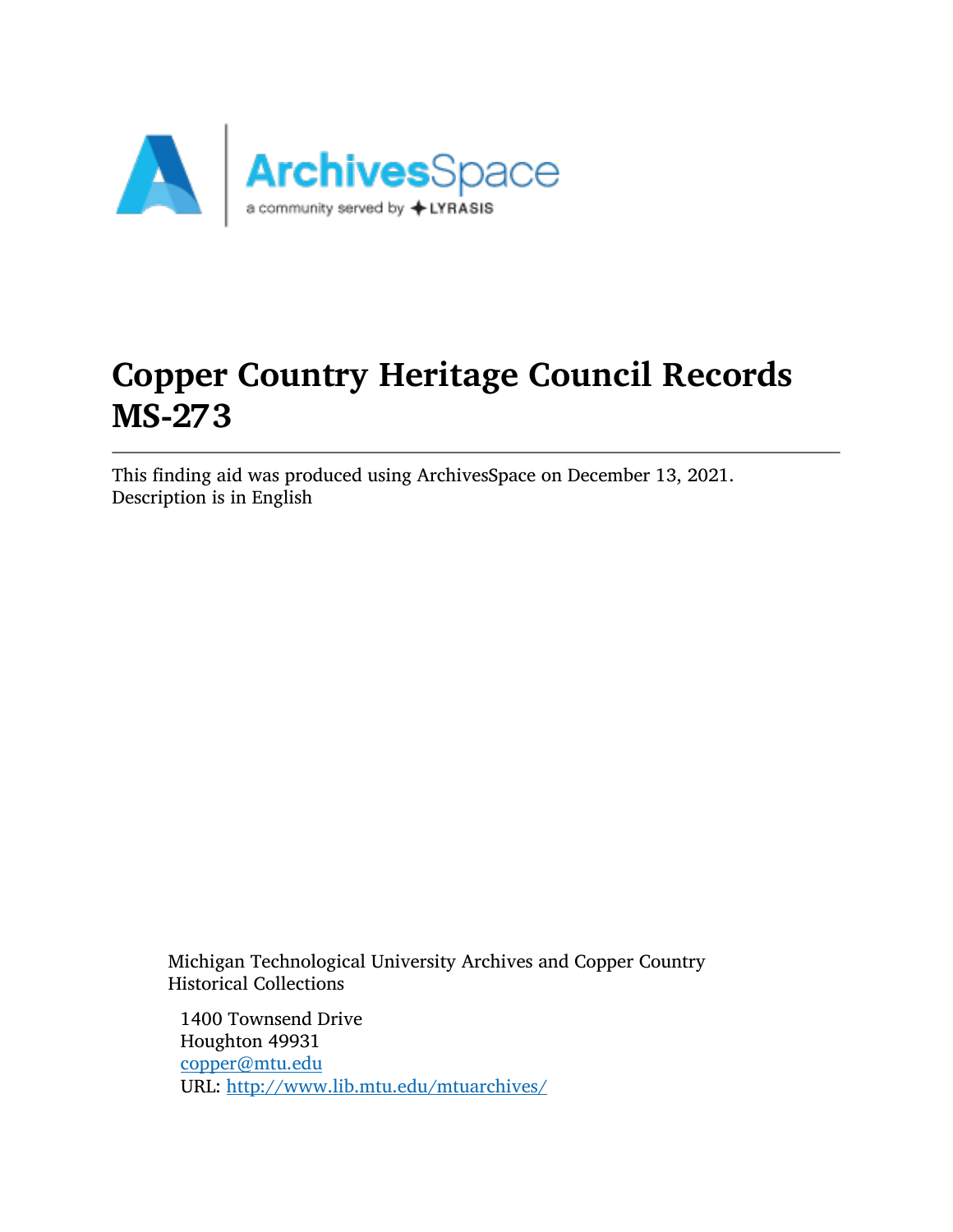# Copper Country Heritage Council Records MS-273

This finding aid was produced using ArchivesSpace on December 13, 2021.
Description is in English

Michigan Technological University Archives and Copper Country Historical Collections

1400 Townsend Drive
Houghton 49931
copper@mtu.edu
URL: http://www.lib.mtu.edu/mtuarchives/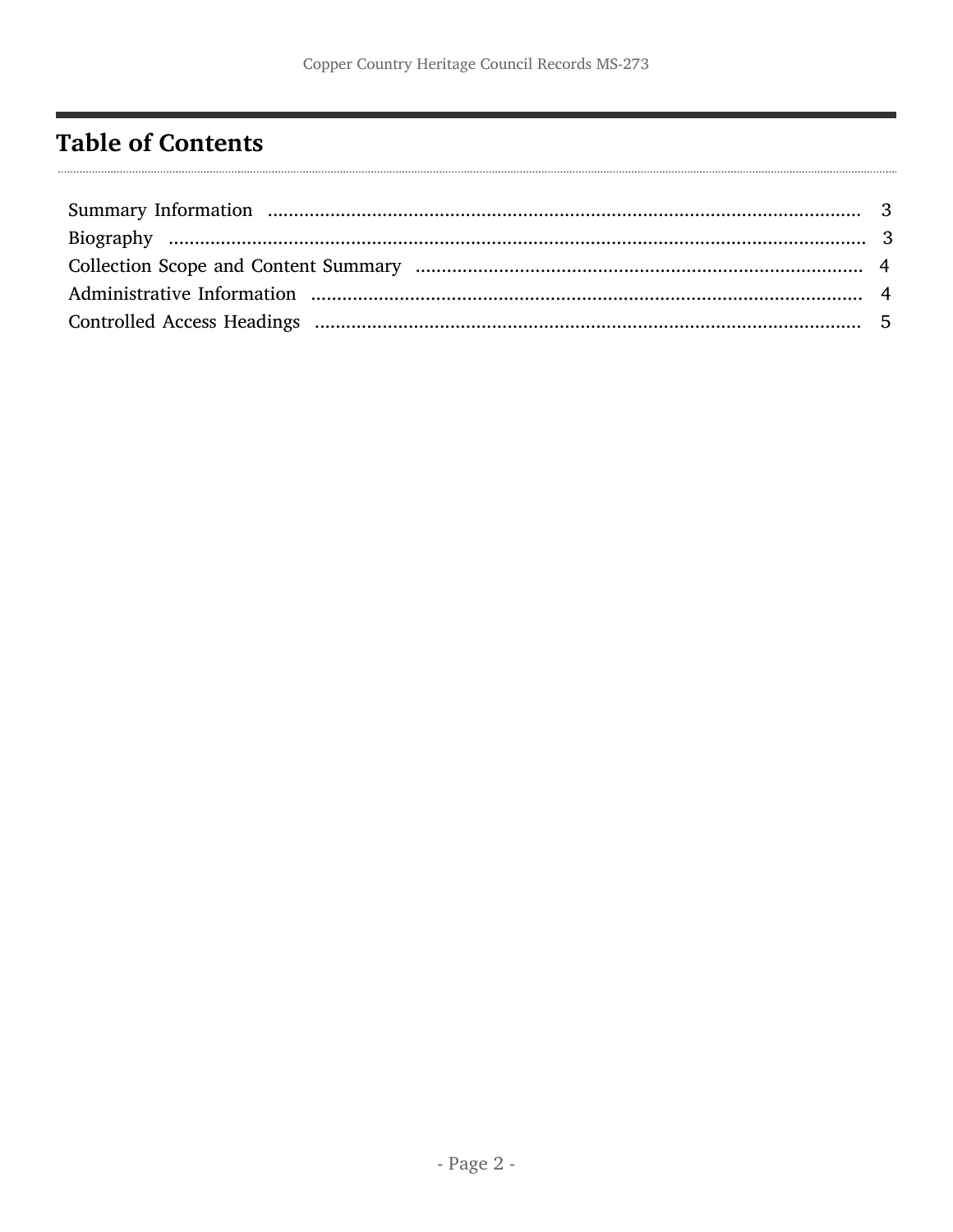## Table of Contents

- Summary Information ........................................................ 3
- Biography ........................................................ 3
- Collection Scope and Content Summary ........................................................ 4
- Administrative Information ........................................................ 4
- Controlled Access Headings ........................................................ 5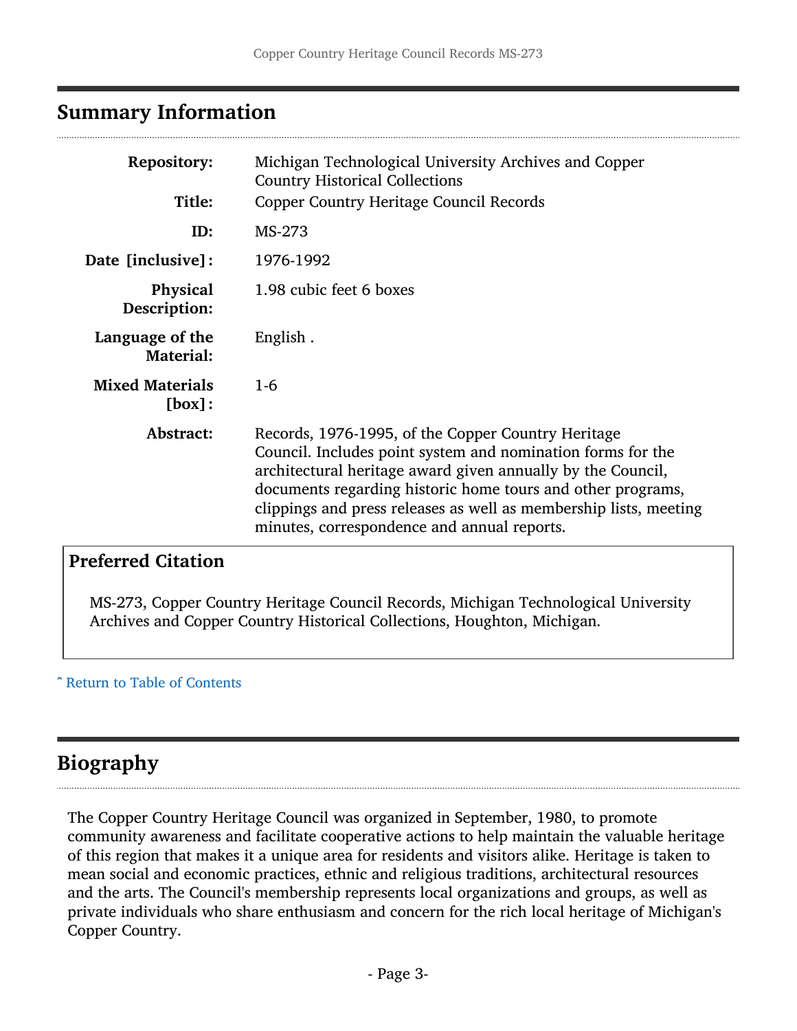## Summary Information

| | |
|---|---|
| **Repository:** | Michigan Technological University Archives and Copper Country Historical Collections |
| **Title:** | Copper Country Heritage Council Records |
| **ID:** | MS-273 |
| **Date [inclusive]:** | 1976-1992 |
| **Physical Description:** | 1.98 cubic feet 6 boxes |
| **Language of the Material:** | English . |
| **Mixed Materials [box]:** | 1-6 |
| **Abstract:** | Records, 1976-1995, of the Copper Country Heritage Council. Includes point system and nomination forms for the architectural heritage award given annually by the Council, documents regarding historic home tours and other programs, clippings and press releases as well as membership lists, meeting minutes, correspondence and annual reports. |

### Preferred Citation

MS-273, Copper Country Heritage Council Records, Michigan Technological University Archives and Copper Country Historical Collections, Houghton, Michigan.

ˆ Return to Table of Contents

## Biography

The Copper Country Heritage Council was organized in September, 1980, to promote community awareness and facilitate cooperative actions to help maintain the valuable heritage of this region that makes it a unique area for residents and visitors alike. Heritage is taken to mean social and economic practices, ethnic and religious traditions, architectural resources and the arts. The Council's membership represents local organizations and groups, as well as private individuals who share enthusiasm and concern for the rich local heritage of Michigan's Copper Country.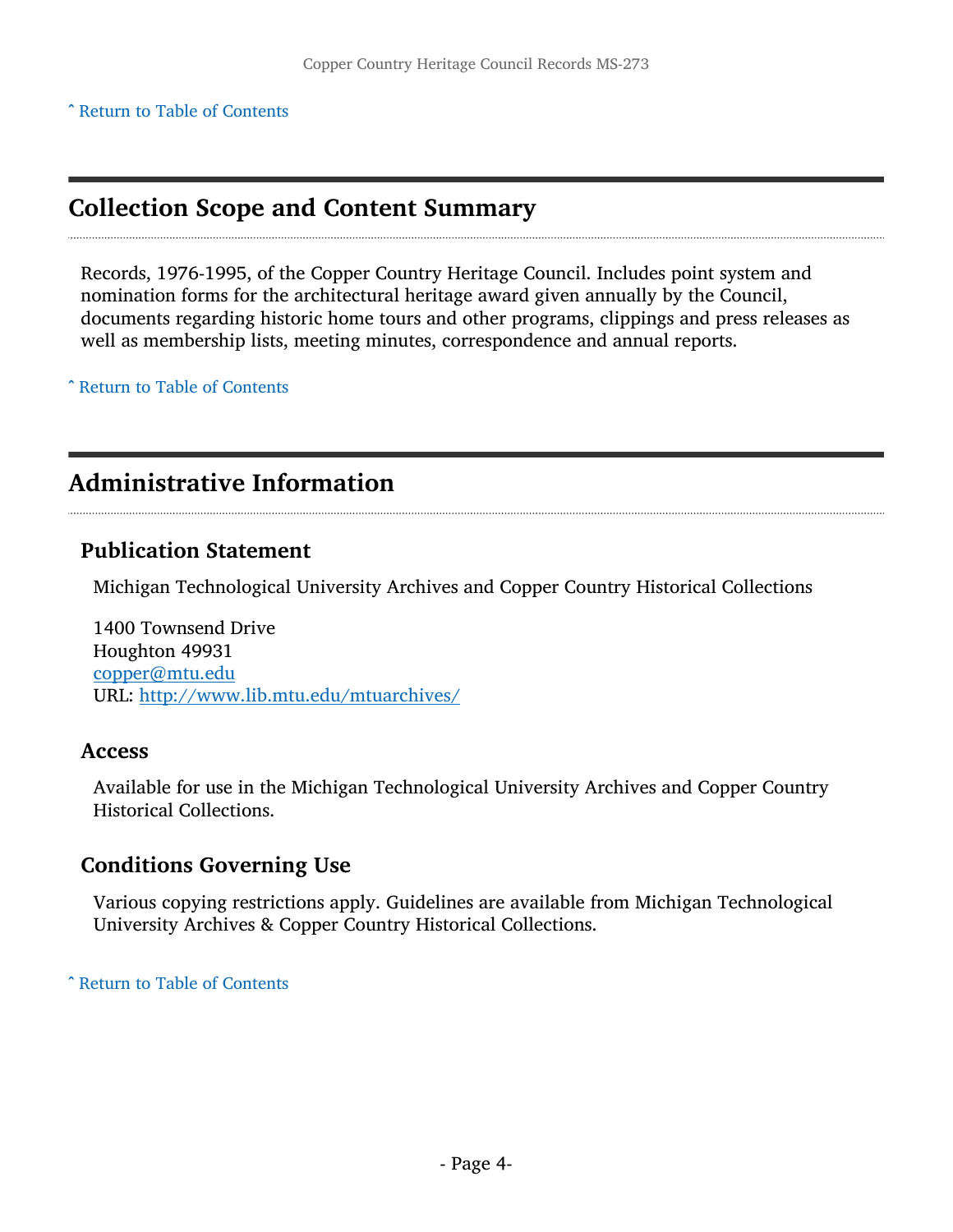^ Return to Table of Contents

## Collection Scope and Content Summary

Records, 1976-1995, of the Copper Country Heritage Council. Includes point system and nomination forms for the architectural heritage award given annually by the Council, documents regarding historic home tours and other programs, clippings and press releases as well as membership lists, meeting minutes, correspondence and annual reports.

^ Return to Table of Contents

## Administrative Information

### Publication Statement

Michigan Technological University Archives and Copper Country Historical Collections

1400 Townsend Drive
Houghton 49931
copper@mtu.edu
URL: http://www.lib.mtu.edu/mtuarchives/

### Access

Available for use in the Michigan Technological University Archives and Copper Country Historical Collections.

### Conditions Governing Use

Various copying restrictions apply. Guidelines are available from Michigan Technological University Archives & Copper Country Historical Collections.

^ Return to Table of Contents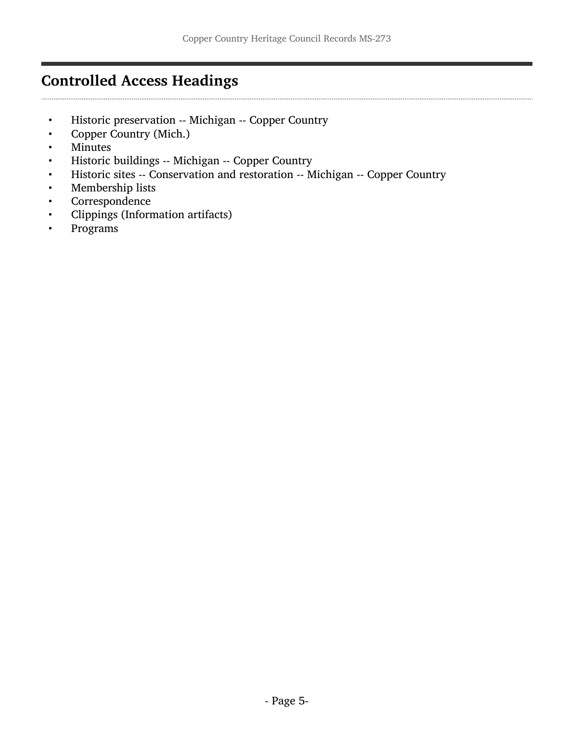## Controlled Access Headings

- Historic preservation -- Michigan -- Copper Country
- Copper Country (Mich.)
- Minutes
- Historic buildings -- Michigan -- Copper Country
- Historic sites -- Conservation and restoration -- Michigan -- Copper Country
- Membership lists
- Correspondence
- Clippings (Information artifacts)
- Programs